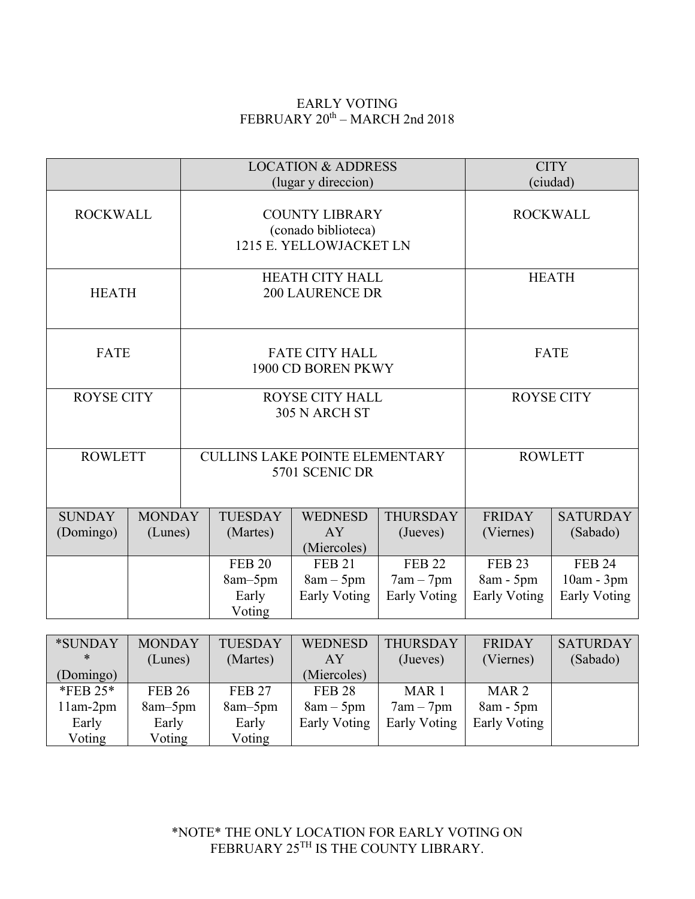EARLY VOTING
FEBRUARY 20th – MARCH 2nd 2018

| | LOCATION & ADDRESS (lugar y direccion) | CITY (ciudad) |
|---|---|---|
| ROCKWALL | COUNTY LIBRARY (conado biblioteca) 1215 E. YELLOWJACKET LN | ROCKWALL |
| HEATH | HEATH CITY HALL 200 LAURENCE DR | HEATH |
| FATE | FATE CITY HALL 1900 CD BOREN PKWY | FATE |
| ROYSE CITY | ROYSE CITY HALL 305 N ARCH ST | ROYSE CITY |
| ROWLETT | CULLINS LAKE POINTE ELEMENTARY 5701 SCENIC DR | ROWLETT |

| SUNDAY (Domingo) | MONDAY (Lunes) | TUESDAY (Martes) | WEDNESDAY (Miercoles) | THURSDAY (Jueves) | FRIDAY (Viernes) | SATURDAY (Sabado) |
|---|---|---|---|---|---|---|
| | | FEB 20 8am–5pm Early Voting | FEB 21 8am – 5pm Early Voting | FEB 22 7am – 7pm Early Voting | FEB 23 8am - 5pm Early Voting | FEB 24 10am - 3pm Early Voting |

| *SUNDAY* (Domingo) | MONDAY (Lunes) | TUESDAY (Martes) | WEDNESDAY (Miercoles) | THURSDAY (Jueves) | FRIDAY (Viernes) | SATURDAY (Sabado) |
|---|---|---|---|---|---|---|
| *FEB 25* 11am-2pm Early Voting | FEB 26 8am–5pm Early Voting | FEB 27 8am–5pm Early Voting | FEB 28 8am – 5pm Early Voting | MAR 1 7am – 7pm Early Voting | MAR 2 8am - 5pm Early Voting | |

*NOTE* THE ONLY LOCATION FOR EARLY VOTING ON FEBRUARY 25TH IS THE COUNTY LIBRARY.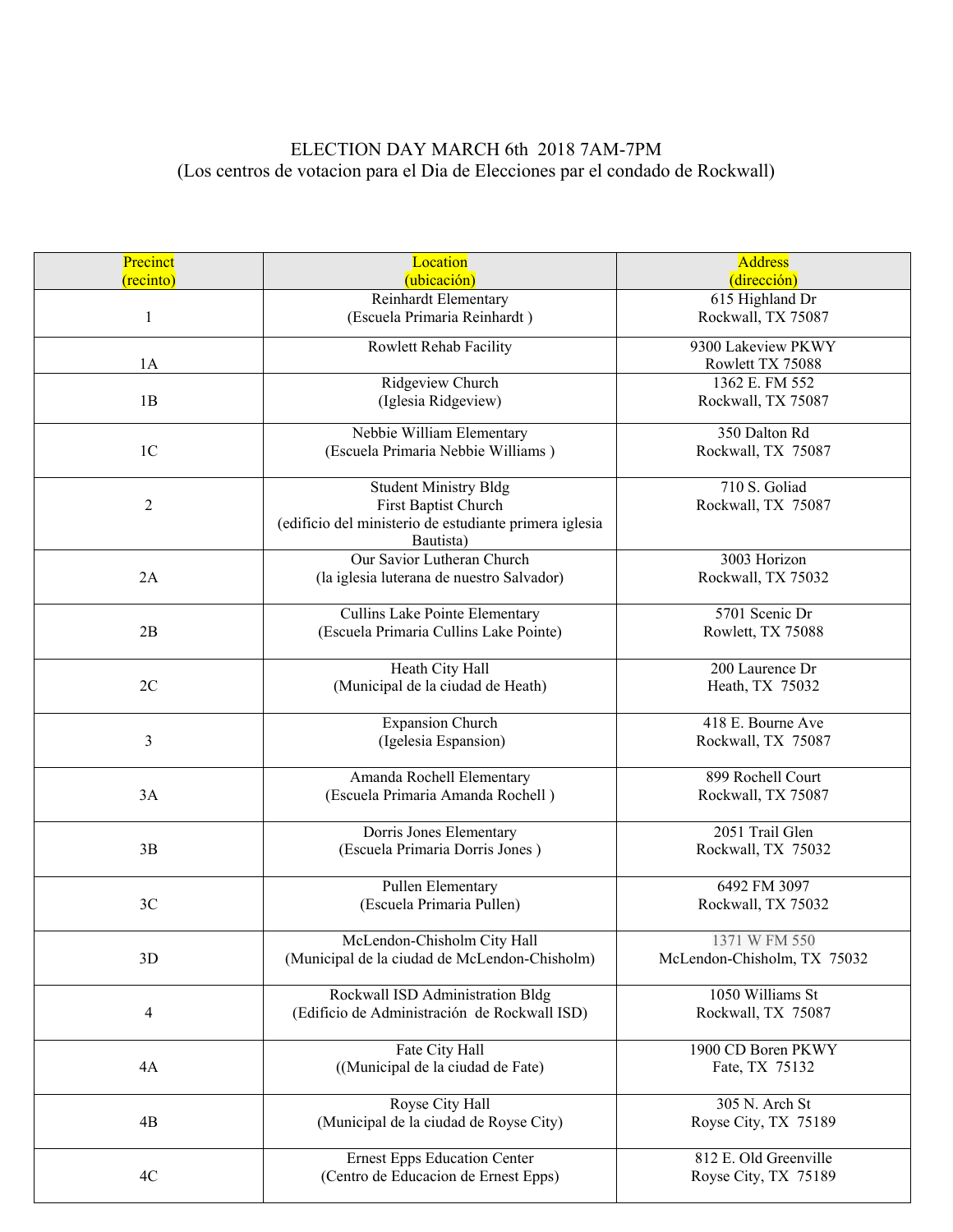ELECTION DAY MARCH 6th 2018 7AM-7PM
(Los centros de votacion para el Dia de Elecciones par el condado de Rockwall)

| Precinct (recinto) | Location (ubicación) | Address (dirección) |
|---|---|---|
| 1 | Reinhardt Elementary (Escuela Primaria Reinhardt ) | 615 Highland Dr Rockwall, TX 75087 |
| 1A | Rowlett Rehab Facility | 9300 Lakeview PKWY Rowlett TX 75088 |
| 1B | Ridgeview Church (Iglesia Ridgeview) | 1362 E. FM 552 Rockwall, TX 75087 |
| 1C | Nebbie William Elementary (Escuela Primaria Nebbie Williams ) | 350 Dalton Rd Rockwall, TX 75087 |
| 2 | Student Ministry Bldg First Baptist Church (edificio del ministerio de estudiante primera iglesia Bautista) | 710 S. Goliad Rockwall, TX 75087 |
| 2A | Our Savior Lutheran Church (la iglesia luterana de nuestro Salvador) | 3003 Horizon Rockwall, TX 75032 |
| 2B | Cullins Lake Pointe Elementary (Escuela Primaria Cullins Lake Pointe) | 5701 Scenic Dr Rowlett, TX 75088 |
| 2C | Heath City Hall (Municipal de la ciudad de Heath) | 200 Laurence Dr Heath, TX 75032 |
| 3 | Expansion Church (Igelesia Espansion) | 418 E. Bourne Ave Rockwall, TX 75087 |
| 3A | Amanda Rochell Elementary (Escuela Primaria Amanda Rochell ) | 899 Rochell Court Rockwall, TX 75087 |
| 3B | Dorris Jones Elementary (Escuela Primaria Dorris Jones ) | 2051 Trail Glen Rockwall, TX 75032 |
| 3C | Pullen Elementary (Escuela Primaria Pullen) | 6492 FM 3097 Rockwall, TX 75032 |
| 3D | McLendon-Chisholm City Hall (Municipal de la ciudad de McLendon-Chisholm) | 1371 W FM 550 McLendon-Chisholm, TX 75032 |
| 4 | Rockwall ISD Administration Bldg (Edificio de Administración de Rockwall ISD) | 1050 Williams St Rockwall, TX 75087 |
| 4A | Fate City Hall ((Municipal de la ciudad de Fate) | 1900 CD Boren PKWY Fate, TX 75132 |
| 4B | Royse City Hall (Municipal de la ciudad de Royse City) | 305 N. Arch St Royse City, TX 75189 |
| 4C | Ernest Epps Education Center (Centro de Educacion de Ernest Epps) | 812 E. Old Greenville Royse City, TX 75189 |